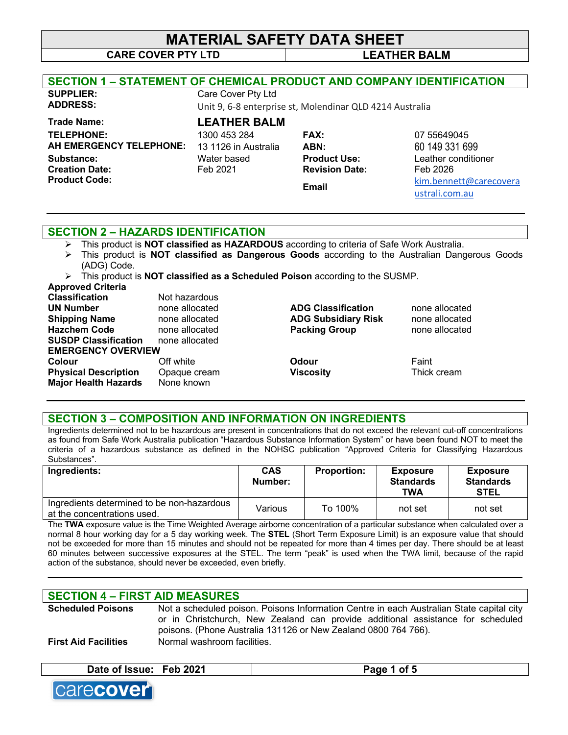# MATERIAL SAFETY DATA SHEET

**CARE COVER PTY LTD** | **LEATHER BALM**

## SECTION 1 – STATEMENT OF CHEMICAL PRODUCT AND COMPANY IDENTIFICATION

| | | | |
|---|---|---|---|
| **SUPPLIER:** | Care Cover Pty Ltd | | |
| **ADDRESS:** | Unit 9, 6-8 enterprise st, Molendinar QLD 4214 Australia | | |
| **Trade Name:** | **LEATHER BALM** | | |
| **TELEPHONE:** | 1300 453 284 | **FAX:** | 07 55649045 |
| **AH EMERGENCY TELEPHONE:** | 13 1126 in Australia | **ABN:** | 60 149 331 699 |
| **Substance:** | Water based | **Product Use:** | Leather conditioner |
| **Creation Date:** | Feb 2021 | **Revision Date:** | Feb 2026 |
| **Product Code:** | | **Email** | kim.bennett@carecoveraustrali.com.au |

## SECTION 2 – HAZARDS IDENTIFICATION

- This product is **NOT classified as HAZARDOUS** according to criteria of Safe Work Australia.
- This product is **NOT classified as Dangerous Goods** according to the Australian Dangerous Goods (ADG) Code.
- This product is **NOT classified as a Scheduled Poison** according to the SUSMP.

**Approved Criteria**

| | | | |
|---|---|---|---|
| **Classification** | Not hazardous | | |
| **UN Number** | none allocated | **ADG Classification** | none allocated |
| **Shipping Name** | none allocated | **ADG Subsidiary Risk** | none allocated |
| **Hazchem Code** | none allocated | **Packing Group** | none allocated |
| **SUSDP Classification** | none allocated | | |

**EMERGENCY OVERVIEW**

| | | | |
|---|---|---|---|
| **Colour** | Off white | **Odour** | Faint |
| **Physical Description** | Opaque cream | **Viscosity** | Thick cream |
| **Major Health Hazards** | None known | | |

## SECTION 3 – COMPOSITION AND INFORMATION ON INGREDIENTS

Ingredients determined not to be hazardous are present in concentrations that do not exceed the relevant cut-off concentrations as found from Safe Work Australia publication "Hazardous Substance Information System" or have been found NOT to meet the criteria of a hazardous substance as defined in the NOHSC publication "Approved Criteria for Classifying Hazardous Substances".

| Ingredients: | CAS Number: | Proportion: | Exposure Standards TWA | Exposure Standards STEL |
|---|---|---|---|---|
| Ingredients determined to be non-hazardous at the concentrations used. | Various | To 100% | not set | not set |

The **TWA** exposure value is the Time Weighted Average airborne concentration of a particular substance when calculated over a normal 8 hour working day for a 5 day working week. The **STEL** (Short Term Exposure Limit) is an exposure value that should not be exceeded for more than 15 minutes and should not be repeated for more than 4 times per day. There should be at least 60 minutes between successive exposures at the STEL. The term "peak" is used when the TWA limit, because of the rapid action of the substance, should never be exceeded, even briefly.

## SECTION 4 – FIRST AID MEASURES

| | |
|---|---|
| **Scheduled Poisons** | Not a scheduled poison. Poisons Information Centre in each Australian State capital city or in Christchurch, New Zealand can provide additional assistance for scheduled poisons. (Phone Australia 131126 or New Zealand 0800 764 766). |
| **First Aid Facilities** | Normal washroom facilities. |

**Date of Issue: Feb 2021**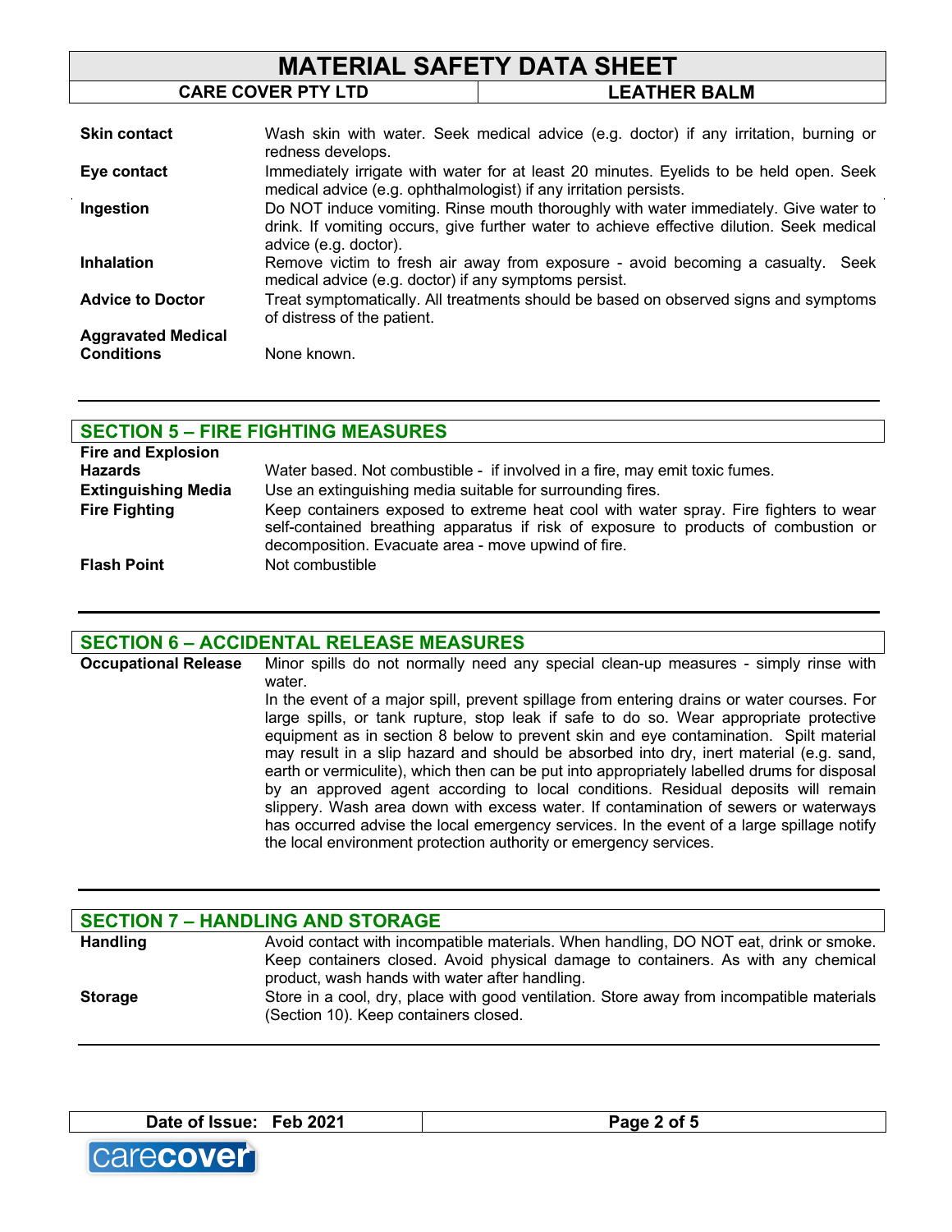**Skin contact** Wash skin with water. Seek medical advice (e.g. doctor) if any irritation, burning or redness develops.

**Eye contact** Immediately irrigate with water for at least 20 minutes. Eyelids to be held open. Seek medical advice (e.g. ophthalmologist) if any irritation persists.

**Ingestion** Do NOT induce vomiting. Rinse mouth thoroughly with water immediately. Give water to drink. If vomiting occurs, give further water to achieve effective dilution. Seek medical advice (e.g. doctor).

**Inhalation** Remove victim to fresh air away from exposure - avoid becoming a casualty. Seek medical advice (e.g. doctor) if any symptoms persist.

**Advice to Doctor** Treat symptomatically. All treatments should be based on observed signs and symptoms of distress of the patient.

**Aggravated Medical Conditions** None known.

## SECTION 5 – FIRE FIGHTING MEASURES

**Fire and Explosion Hazards** Water based. Not combustible - if involved in a fire, may emit toxic fumes.

**Extinguishing Media** Use an extinguishing media suitable for surrounding fires.

**Fire Fighting** Keep containers exposed to extreme heat cool with water spray. Fire fighters to wear self-contained breathing apparatus if risk of exposure to products of combustion or decomposition. Evacuate area - move upwind of fire.

**Flash Point** Not combustible

## SECTION 6 – ACCIDENTAL RELEASE MEASURES

**Occupational Release** Minor spills do not normally need any special clean-up measures - simply rinse with water.

In the event of a major spill, prevent spillage from entering drains or water courses. For large spills, or tank rupture, stop leak if safe to do so. Wear appropriate protective equipment as in section 8 below to prevent skin and eye contamination. Spilt material may result in a slip hazard and should be absorbed into dry, inert material (e.g. sand, earth or vermiculite), which then can be put into appropriately labelled drums for disposal by an approved agent according to local conditions. Residual deposits will remain slippery. Wash area down with excess water. If contamination of sewers or waterways has occurred advise the local emergency services. In the event of a large spillage notify the local environment protection authority or emergency services.

## SECTION 7 – HANDLING AND STORAGE

**Handling** Avoid contact with incompatible materials. When handling, DO NOT eat, drink or smoke. Keep containers closed. Avoid physical damage to containers. As with any chemical product, wash hands with water after handling.

**Storage** Store in a cool, dry, place with good ventilation. Store away from incompatible materials (Section 10). Keep containers closed.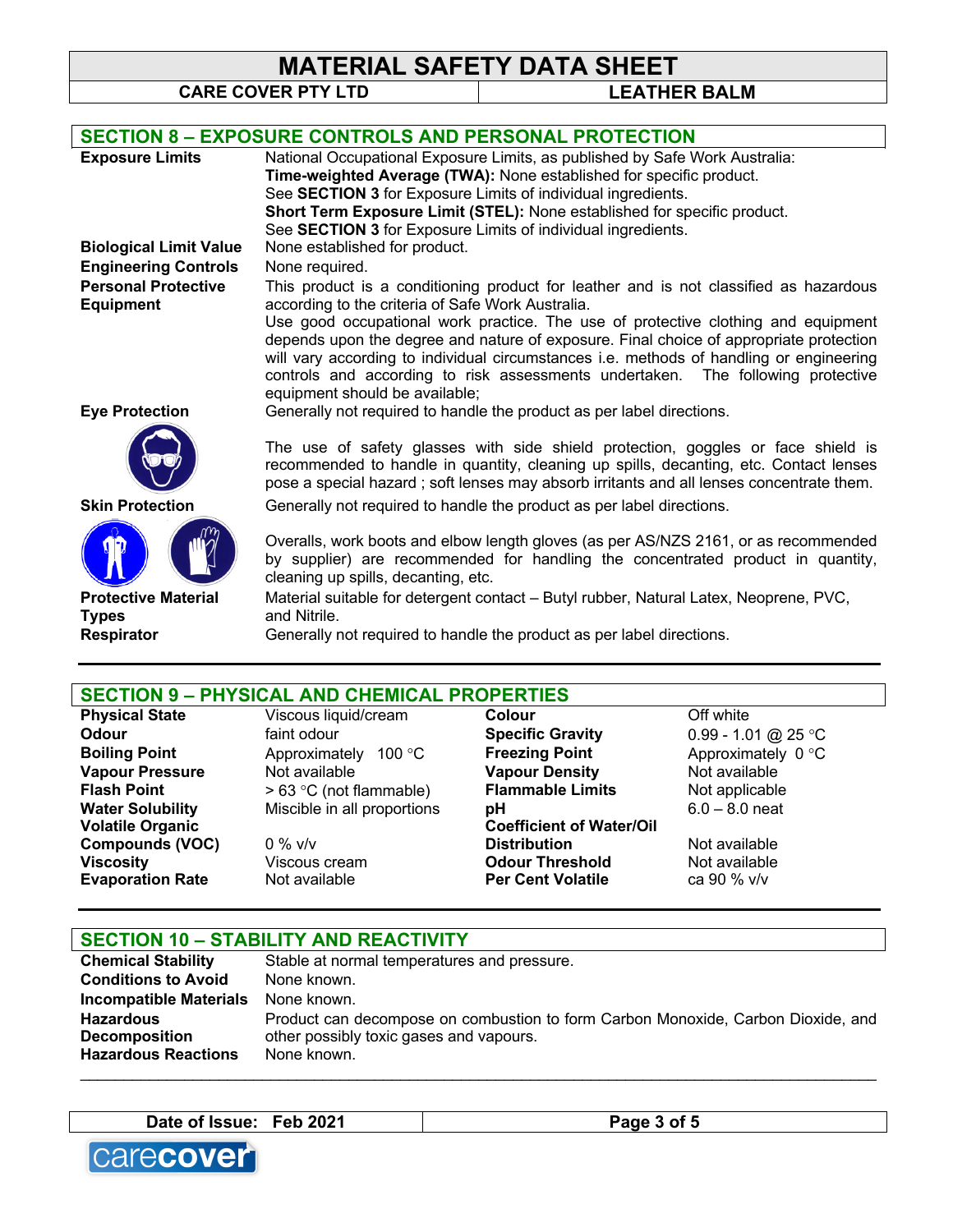## SECTION 8 – EXPOSURE CONTROLS AND PERSONAL PROTECTION

| | |
|---|---|
| **Exposure Limits** | National Occupational Exposure Limits, as published by Safe Work Australia: **Time-weighted Average (TWA):** None established for specific product. See **SECTION 3** for Exposure Limits of individual ingredients. **Short Term Exposure Limit (STEL):** None established for specific product. See **SECTION 3** for Exposure Limits of individual ingredients. |
| **Biological Limit Value** | None established for product. |
| **Engineering Controls** | None required. |
| **Personal Protective Equipment** | This product is a conditioning product for leather and is not classified as hazardous according to the criteria of Safe Work Australia. Use good occupational work practice. The use of protective clothing and equipment depends upon the degree and nature of exposure. Final choice of appropriate protection will vary according to individual circumstances i.e. methods of handling or engineering controls and according to risk assessments undertaken. The following protective equipment should be available; |
| **Eye Protection** | Generally not required to handle the product as per label directions. The use of safety glasses with side shield protection, goggles or face shield is recommended to handle in quantity, cleaning up spills, decanting, etc. Contact lenses pose a special hazard ; soft lenses may absorb irritants and all lenses concentrate them. |
| **Skin Protection** | Generally not required to handle the product as per label directions. Overalls, work boots and elbow length gloves (as per AS/NZS 2161, or as recommended by supplier) are recommended for handling the concentrated product in quantity, cleaning up spills, decanting, etc. |
| **Protective Material Types** | Material suitable for detergent contact – Butyl rubber, Natural Latex, Neoprene, PVC, and Nitrile. |
| **Respirator** | Generally not required to handle the product as per label directions. |

## SECTION 9 – PHYSICAL AND CHEMICAL PROPERTIES

| | | | |
|---|---|---|---|
| **Physical State** | Viscous liquid/cream | **Colour** | Off white |
| **Odour** | faint odour | **Specific Gravity** | 0.99 - 1.01 @ 25 °C |
| **Boiling Point** | Approximately 100 °C | **Freezing Point** | Approximately 0 °C |
| **Vapour Pressure** | Not available | **Vapour Density** | Not available |
| **Flash Point** | > 63 °C (not flammable) | **Flammable Limits** | Not applicable |
| **Water Solubility** | Miscible in all proportions | **pH** | 6.0 – 8.0 neat |
| **Volatile Organic Compounds (VOC)** | 0 % v/v | **Coefficient of Water/Oil Distribution** | Not available |
| **Viscosity** | Viscous cream | **Odour Threshold** | Not available |
| **Evaporation Rate** | Not available | **Per Cent Volatile** | ca 90 % v/v |

## SECTION 10 – STABILITY AND REACTIVITY

| | |
|---|---|
| **Chemical Stability** | Stable at normal temperatures and pressure. |
| **Conditions to Avoid** | None known. |
| **Incompatible Materials** | None known. |
| **Hazardous Decomposition** | Product can decompose on combustion to form Carbon Monoxide, Carbon Dioxide, and other possibly toxic gases and vapours. |
| **Hazardous Reactions** | None known. |

Date of Issue: Feb 2021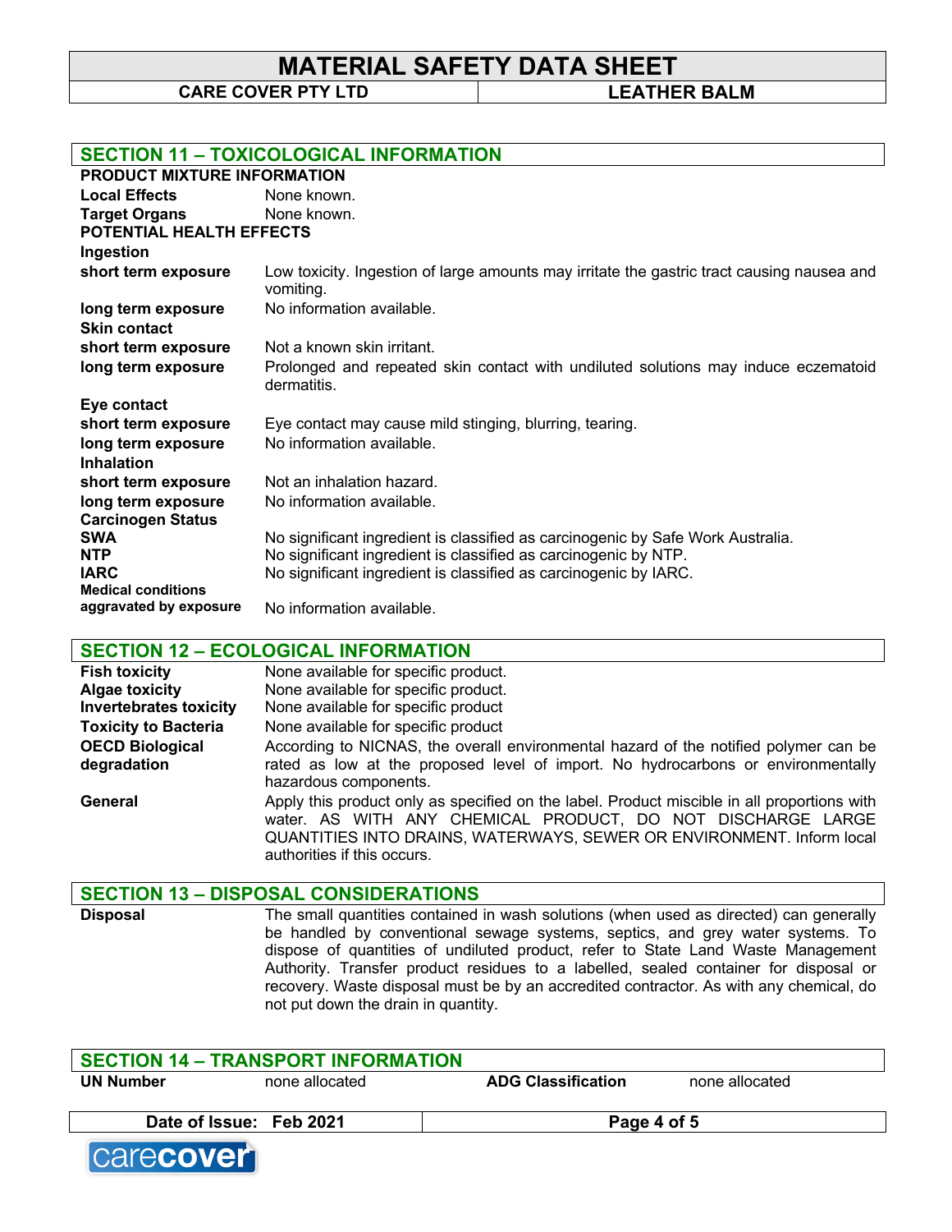## SECTION 11 – TOXICOLOGICAL INFORMATION

**PRODUCT MIXTURE INFORMATION**

| | |
|---|---|
| **Local Effects** | None known. |
| **Target Organs** | None known. |

**POTENTIAL HEALTH EFFECTS**

**Ingestion**

| | |
|---|---|
| **short term exposure** | Low toxicity. Ingestion of large amounts may irritate the gastric tract causing nausea and vomiting. |
| **long term exposure** | No information available. |

**Skin contact**

| | |
|---|---|
| **short term exposure** | Not a known skin irritant. |
| **long term exposure** | Prolonged and repeated skin contact with undiluted solutions may induce eczematoid dermatitis. |

**Eye contact**

| | |
|---|---|
| **short term exposure** | Eye contact may cause mild stinging, blurring, tearing. |
| **long term exposure** | No information available. |

**Inhalation**

| | |
|---|---|
| **short term exposure** | Not an inhalation hazard. |
| **long term exposure** | No information available. |

**Carcinogen Status**

| | |
|---|---|
| **SWA** | No significant ingredient is classified as carcinogenic by Safe Work Australia. |
| **NTP** | No significant ingredient is classified as carcinogenic by NTP. |
| **IARC** | No significant ingredient is classified as carcinogenic by IARC. |
| **Medical conditions aggravated by exposure** | No information available. |

## SECTION 12 – ECOLOGICAL INFORMATION

| | |
|---|---|
| **Fish toxicity** | None available for specific product. |
| **Algae toxicity** | None available for specific product. |
| **Invertebrates toxicity** | None available for specific product |
| **Toxicity to Bacteria** | None available for specific product |
| **OECD Biological degradation** | According to NICNAS, the overall environmental hazard of the notified polymer can be rated as low at the proposed level of import. No hydrocarbons or environmentally hazardous components. |
| **General** | Apply this product only as specified on the label. Product miscible in all proportions with water. AS WITH ANY CHEMICAL PRODUCT, DO NOT DISCHARGE LARGE QUANTITIES INTO DRAINS, WATERWAYS, SEWER OR ENVIRONMENT. Inform local authorities if this occurs. |

## SECTION 13 – DISPOSAL CONSIDERATIONS

| | |
|---|---|
| **Disposal** | The small quantities contained in wash solutions (when used as directed) can generally be handled by conventional sewage systems, septics, and grey water systems. To dispose of quantities of undiluted product, refer to State Land Waste Management Authority. Transfer product residues to a labelled, sealed container for disposal or recovery. Waste disposal must be by an accredited contractor. As with any chemical, do not put down the drain in quantity. |

## SECTION 14 – TRANSPORT INFORMATION

| | | | |
|---|---|---|---|
| **UN Number** | none allocated | **ADG Classification** | none allocated |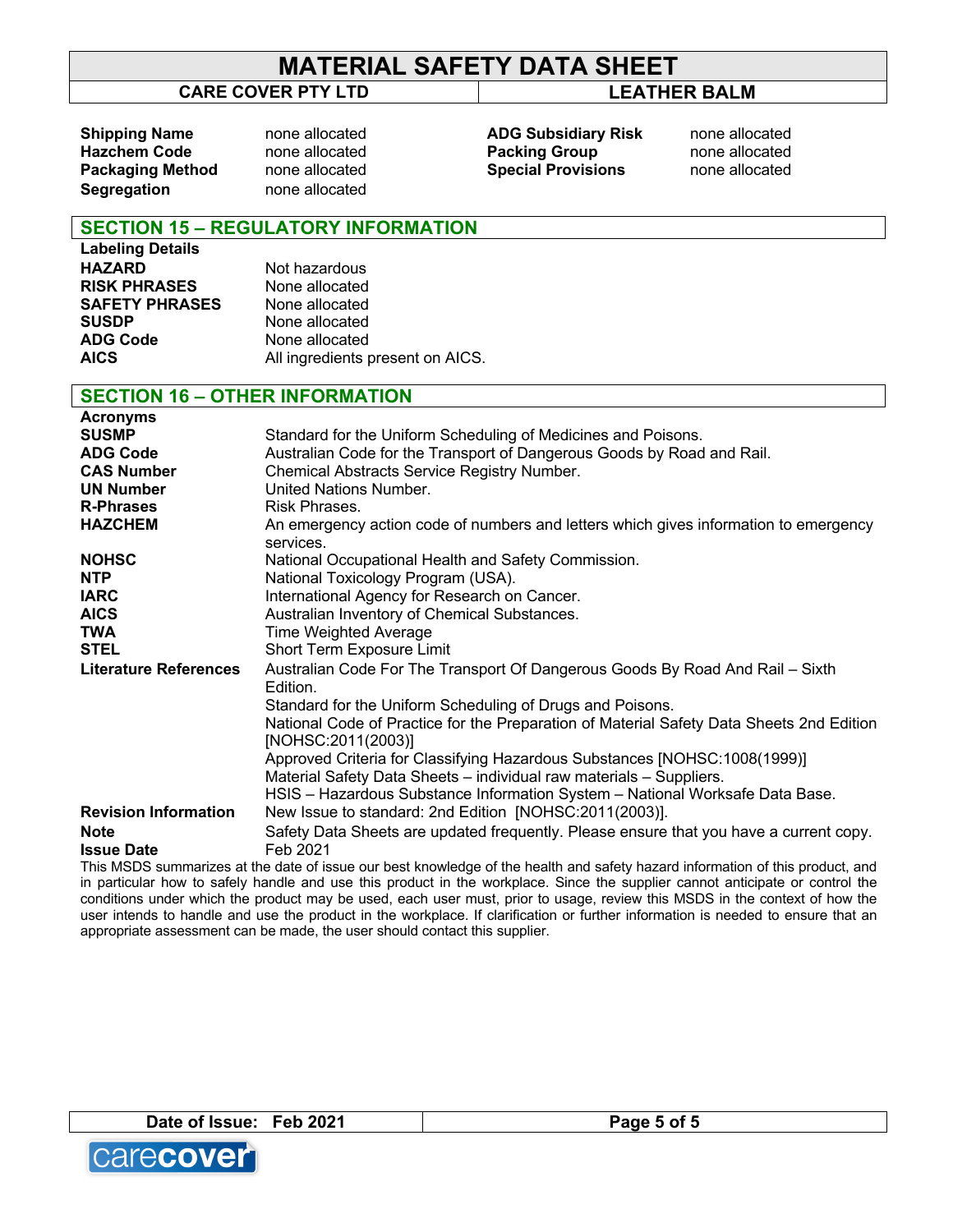| | | | |
|---|---|---|---|
| **Shipping Name** | none allocated | **ADG Subsidiary Risk** | none allocated |
| **Hazchem Code** | none allocated | **Packing Group** | none allocated |
| **Packaging Method** | none allocated | **Special Provisions** | none allocated |
| **Segregation** | none allocated | | |

## SECTION 15 – REGULATORY INFORMATION

**Labeling Details**

| | |
|---|---|
| **HAZARD** | Not hazardous |
| **RISK PHRASES** | None allocated |
| **SAFETY PHRASES** | None allocated |
| **SUSDP** | None allocated |
| **ADG Code** | None allocated |
| **AICS** | All ingredients present on AICS. |

## SECTION 16 – OTHER INFORMATION

**Acronyms**

| | |
|---|---|
| **SUSMP** | Standard for the Uniform Scheduling of Medicines and Poisons. |
| **ADG Code** | Australian Code for the Transport of Dangerous Goods by Road and Rail. |
| **CAS Number** | Chemical Abstracts Service Registry Number. |
| **UN Number** | United Nations Number. |
| **R-Phrases** | Risk Phrases. |
| **HAZCHEM** | An emergency action code of numbers and letters which gives information to emergency services. |
| **NOHSC** | National Occupational Health and Safety Commission. |
| **NTP** | National Toxicology Program (USA). |
| **IARC** | International Agency for Research on Cancer. |
| **AICS** | Australian Inventory of Chemical Substances. |
| **TWA** | Time Weighted Average |
| **STEL** | Short Term Exposure Limit |
| **Literature References** | Australian Code For The Transport Of Dangerous Goods By Road And Rail – Sixth Edition.<br>Standard for the Uniform Scheduling of Drugs and Poisons.<br>National Code of Practice for the Preparation of Material Safety Data Sheets 2nd Edition [NOHSC:2011(2003)]<br>Approved Criteria for Classifying Hazardous Substances [NOHSC:1008(1999)]<br>Material Safety Data Sheets – individual raw materials – Suppliers.<br>HSIS – Hazardous Substance Information System – National Worksafe Data Base. |
| **Revision Information** | New Issue to standard: 2nd Edition [NOHSC:2011(2003)]. |
| **Note** | Safety Data Sheets are updated frequently. Please ensure that you have a current copy. |
| **Issue Date** | Feb 2021 |

This MSDS summarizes at the date of issue our best knowledge of the health and safety hazard information of this product, and in particular how to safely handle and use this product in the workplace. Since the supplier cannot anticipate or control the conditions under which the product may be used, each user must, prior to usage, review this MSDS in the context of how the user intends to handle and use the product in the workplace. If clarification or further information is needed to ensure that an appropriate assessment can be made, the user should contact this supplier.